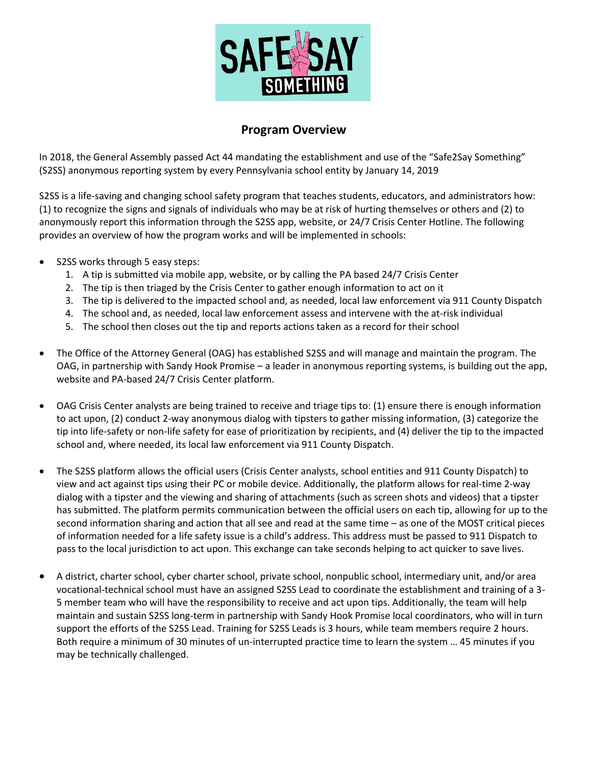## Program Overview

In 2018, the General Assembly passed Act 44 mandating the establishment and use of the "Safe2Say Something" (S2SS) anonymous reporting system by every Pennsylvania school entity by January 14, 2019

S2SS is a life-saving and changing school safety program that teaches students, educators, and administrators how: (1) to recognize the signs and signals of individuals who may be at risk of hurting themselves or others and (2) to anonymously report this information through the S2SS app, website, or 24/7 Crisis Center Hotline. The following provides an overview of how the program works and will be implemented in schools:

- S2SS works through 5 easy steps:
    1. A tip is submitted via mobile app, website, or by calling the PA based 24/7 Crisis Center
    2. The tip is then triaged by the Crisis Center to gather enough information to act on it
    3. The tip is delivered to the impacted school and, as needed, local law enforcement via 911 County Dispatch
    4. The school and, as needed, local law enforcement assess and intervene with the at-risk individual
    5. The school then closes out the tip and reports actions taken as a record for their school

- The Office of the Attorney General (OAG) has established S2SS and will manage and maintain the program. The OAG, in partnership with Sandy Hook Promise – a leader in anonymous reporting systems, is building out the app, website and PA-based 24/7 Crisis Center platform.

- OAG Crisis Center analysts are being trained to receive and triage tips to: (1) ensure there is enough information to act upon, (2) conduct 2-way anonymous dialog with tipsters to gather missing information, (3) categorize the tip into life-safety or non-life safety for ease of prioritization by recipients, and (4) deliver the tip to the impacted school and, where needed, its local law enforcement via 911 County Dispatch.

- The S2SS platform allows the official users (Crisis Center analysts, school entities and 911 County Dispatch) to view and act against tips using their PC or mobile device. Additionally, the platform allows for real-time 2-way dialog with a tipster and the viewing and sharing of attachments (such as screen shots and videos) that a tipster has submitted. The platform permits communication between the official users on each tip, allowing for up to the second information sharing and action that all see and read at the same time – as one of the MOST critical pieces of information needed for a life safety issue is a child's address. This address must be passed to 911 Dispatch to pass to the local jurisdiction to act upon. This exchange can take seconds helping to act quicker to save lives.

- A district, charter school, cyber charter school, private school, nonpublic school, intermediary unit, and/or area vocational-technical school must have an assigned S2SS Lead to coordinate the establishment and training of a 3-5 member team who will have the responsibility to receive and act upon tips. Additionally, the team will help maintain and sustain S2SS long-term in partnership with Sandy Hook Promise local coordinators, who will in turn support the efforts of the S2SS Lead. Training for S2SS Leads is 3 hours, while team members require 2 hours. Both require a minimum of 30 minutes of un-interrupted practice time to learn the system … 45 minutes if you may be technically challenged.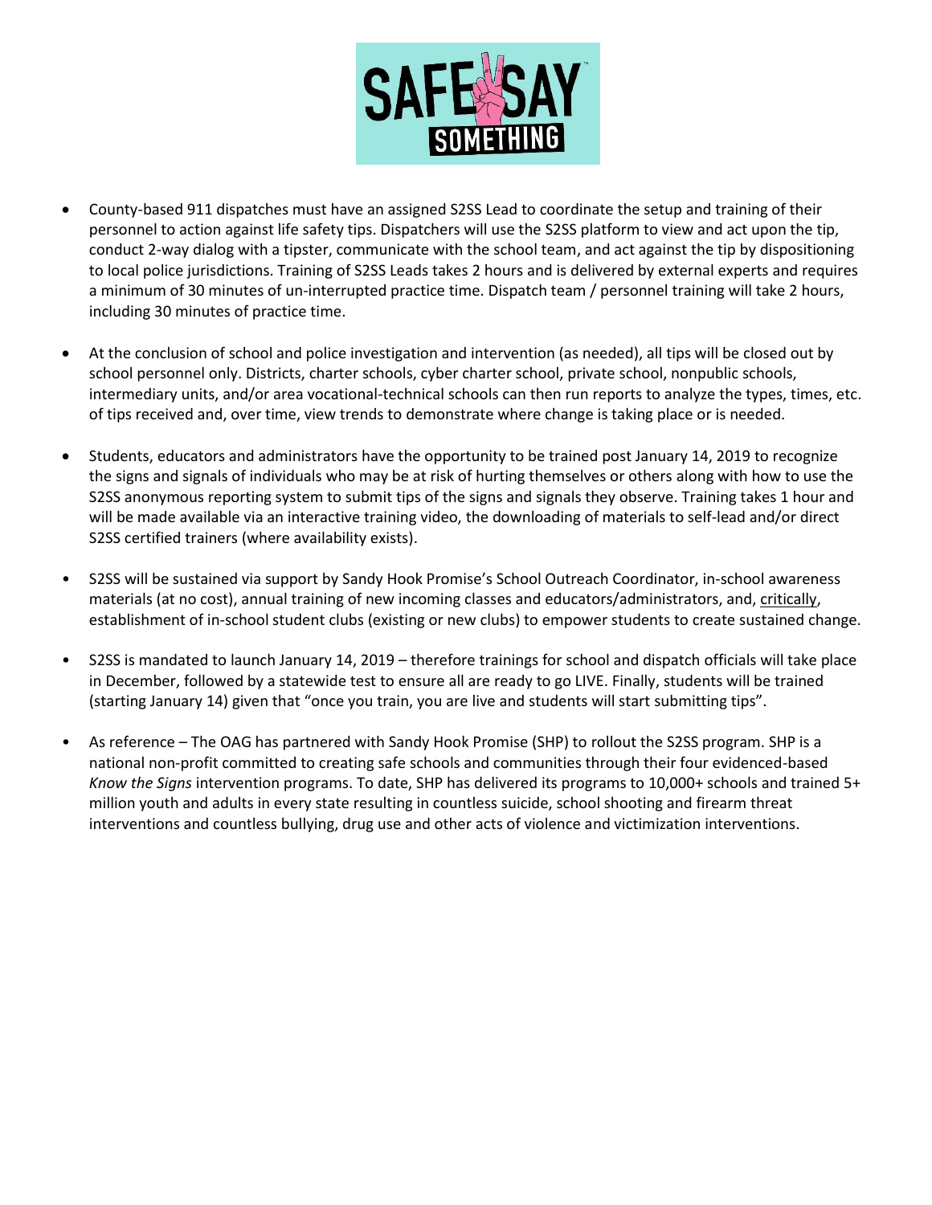- County-based 911 dispatches must have an assigned S2SS Lead to coordinate the setup and training of their personnel to action against life safety tips. Dispatchers will use the S2SS platform to view and act upon the tip, conduct 2-way dialog with a tipster, communicate with the school team, and act against the tip by dispositioning to local police jurisdictions. Training of S2SS Leads takes 2 hours and is delivered by external experts and requires a minimum of 30 minutes of un-interrupted practice time. Dispatch team / personnel training will take 2 hours, including 30 minutes of practice time.

- At the conclusion of school and police investigation and intervention (as needed), all tips will be closed out by school personnel only. Districts, charter schools, cyber charter school, private school, nonpublic schools, intermediary units, and/or area vocational-technical schools can then run reports to analyze the types, times, etc. of tips received and, over time, view trends to demonstrate where change is taking place or is needed.

- Students, educators and administrators have the opportunity to be trained post January 14, 2019 to recognize the signs and signals of individuals who may be at risk of hurting themselves or others along with how to use the S2SS anonymous reporting system to submit tips of the signs and signals they observe. Training takes 1 hour and will be made available via an interactive training video, the downloading of materials to self-lead and/or direct S2SS certified trainers (where availability exists).

- S2SS will be sustained via support by Sandy Hook Promise's School Outreach Coordinator, in-school awareness materials (at no cost), annual training of new incoming classes and educators/administrators, and, critically, establishment of in-school student clubs (existing or new clubs) to empower students to create sustained change.

- S2SS is mandated to launch January 14, 2019 – therefore trainings for school and dispatch officials will take place in December, followed by a statewide test to ensure all are ready to go LIVE. Finally, students will be trained (starting January 14) given that "once you train, you are live and students will start submitting tips".

- As reference – The OAG has partnered with Sandy Hook Promise (SHP) to rollout the S2SS program. SHP is a national non-profit committed to creating safe schools and communities through their four evidenced-based *Know the Signs* intervention programs. To date, SHP has delivered its programs to 10,000+ schools and trained 5+ million youth and adults in every state resulting in countless suicide, school shooting and firearm threat interventions and countless bullying, drug use and other acts of violence and victimization interventions.